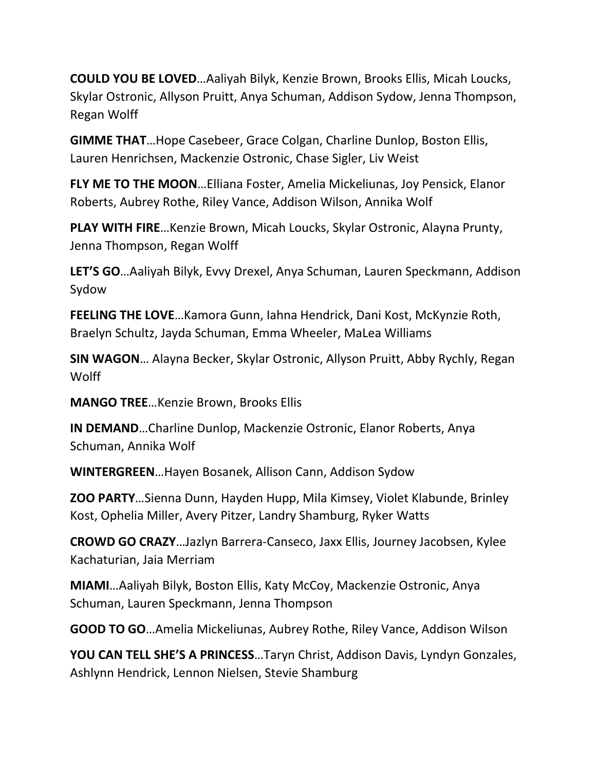**COULD YOU BE LOVED**…Aaliyah Bilyk, Kenzie Brown, Brooks Ellis, Micah Loucks, Skylar Ostronic, Allyson Pruitt, Anya Schuman, Addison Sydow, Jenna Thompson, Regan Wolff

**GIMME THAT**…Hope Casebeer, Grace Colgan, Charline Dunlop, Boston Ellis, Lauren Henrichsen, Mackenzie Ostronic, Chase Sigler, Liv Weist

**FLY ME TO THE MOON**…Elliana Foster, Amelia Mickeliunas, Joy Pensick, Elanor Roberts, Aubrey Rothe, Riley Vance, Addison Wilson, Annika Wolf

**PLAY WITH FIRE**…Kenzie Brown, Micah Loucks, Skylar Ostronic, Alayna Prunty, Jenna Thompson, Regan Wolff

**LET'S GO**…Aaliyah Bilyk, Evvy Drexel, Anya Schuman, Lauren Speckmann, Addison Sydow

**FEELING THE LOVE**…Kamora Gunn, Iahna Hendrick, Dani Kost, McKynzie Roth, Braelyn Schultz, Jayda Schuman, Emma Wheeler, MaLea Williams

**SIN WAGON**… Alayna Becker, Skylar Ostronic, Allyson Pruitt, Abby Rychly, Regan Wolff

**MANGO TREE**…Kenzie Brown, Brooks Ellis

**IN DEMAND**…Charline Dunlop, Mackenzie Ostronic, Elanor Roberts, Anya Schuman, Annika Wolf

**WINTERGREEN**…Hayen Bosanek, Allison Cann, Addison Sydow

**ZOO PARTY**…Sienna Dunn, Hayden Hupp, Mila Kimsey, Violet Klabunde, Brinley Kost, Ophelia Miller, Avery Pitzer, Landry Shamburg, Ryker Watts

**CROWD GO CRAZY**…Jazlyn Barrera-Canseco, Jaxx Ellis, Journey Jacobsen, Kylee Kachaturian, Jaia Merriam

**MIAMI**…Aaliyah Bilyk, Boston Ellis, Katy McCoy, Mackenzie Ostronic, Anya Schuman, Lauren Speckmann, Jenna Thompson

**GOOD TO GO**…Amelia Mickeliunas, Aubrey Rothe, Riley Vance, Addison Wilson

**YOU CAN TELL SHE'S A PRINCESS**…Taryn Christ, Addison Davis, Lyndyn Gonzales, Ashlynn Hendrick, Lennon Nielsen, Stevie Shamburg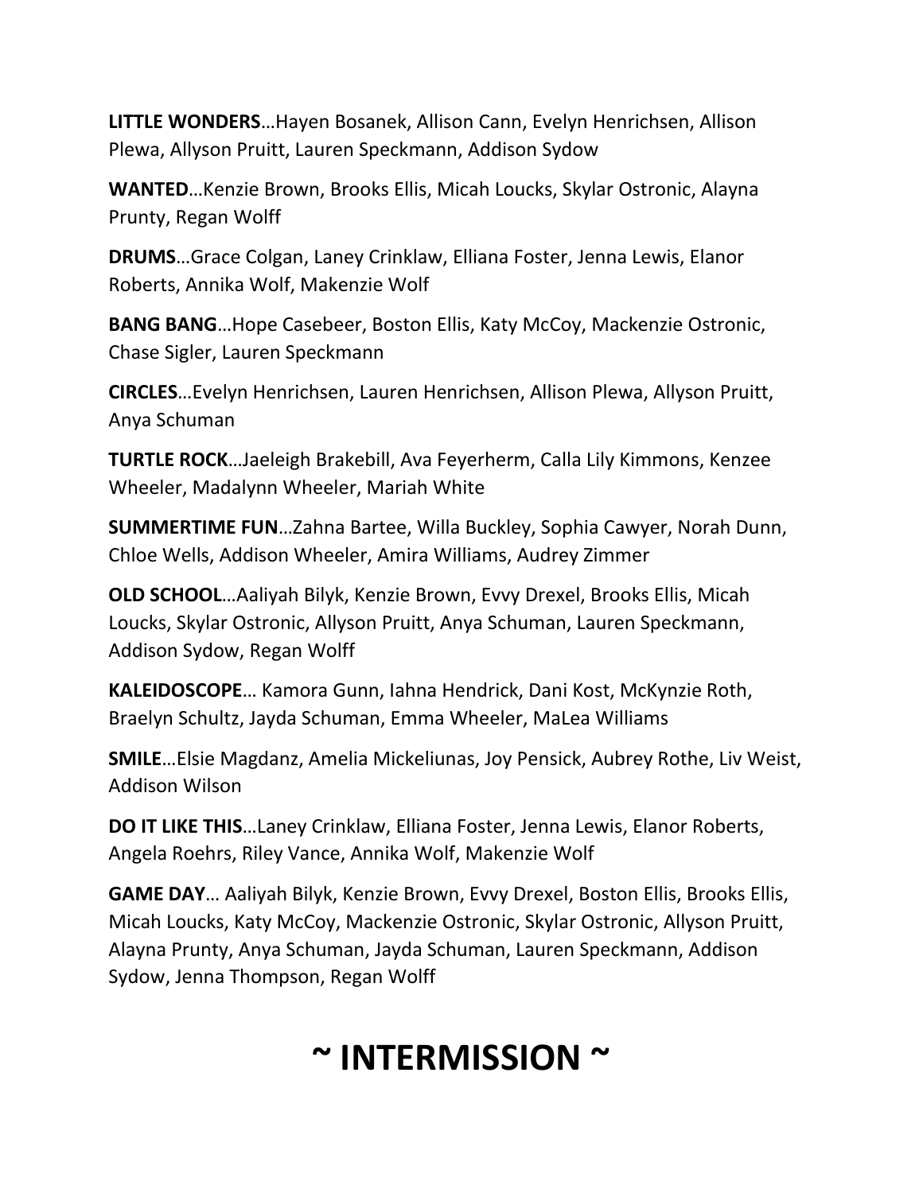**LITTLE WONDERS**…Hayen Bosanek, Allison Cann, Evelyn Henrichsen, Allison Plewa, Allyson Pruitt, Lauren Speckmann, Addison Sydow

**WANTED**…Kenzie Brown, Brooks Ellis, Micah Loucks, Skylar Ostronic, Alayna Prunty, Regan Wolff

**DRUMS**…Grace Colgan, Laney Crinklaw, Elliana Foster, Jenna Lewis, Elanor Roberts, Annika Wolf, Makenzie Wolf

**BANG BANG**…Hope Casebeer, Boston Ellis, Katy McCoy, Mackenzie Ostronic, Chase Sigler, Lauren Speckmann

**CIRCLES**…Evelyn Henrichsen, Lauren Henrichsen, Allison Plewa, Allyson Pruitt, Anya Schuman

**TURTLE ROCK**…Jaeleigh Brakebill, Ava Feyerherm, Calla Lily Kimmons, Kenzee Wheeler, Madalynn Wheeler, Mariah White

**SUMMERTIME FUN**…Zahna Bartee, Willa Buckley, Sophia Cawyer, Norah Dunn, Chloe Wells, Addison Wheeler, Amira Williams, Audrey Zimmer

**OLD SCHOOL**…Aaliyah Bilyk, Kenzie Brown, Evvy Drexel, Brooks Ellis, Micah Loucks, Skylar Ostronic, Allyson Pruitt, Anya Schuman, Lauren Speckmann, Addison Sydow, Regan Wolff

**KALEIDOSCOPE**… Kamora Gunn, Iahna Hendrick, Dani Kost, McKynzie Roth, Braelyn Schultz, Jayda Schuman, Emma Wheeler, MaLea Williams

**SMILE**…Elsie Magdanz, Amelia Mickeliunas, Joy Pensick, Aubrey Rothe, Liv Weist, Addison Wilson

**DO IT LIKE THIS**…Laney Crinklaw, Elliana Foster, Jenna Lewis, Elanor Roberts, Angela Roehrs, Riley Vance, Annika Wolf, Makenzie Wolf

**GAME DAY**… Aaliyah Bilyk, Kenzie Brown, Evvy Drexel, Boston Ellis, Brooks Ellis, Micah Loucks, Katy McCoy, Mackenzie Ostronic, Skylar Ostronic, Allyson Pruitt, Alayna Prunty, Anya Schuman, Jayda Schuman, Lauren Speckmann, Addison Sydow, Jenna Thompson, Regan Wolff

# ~ INTERMISSION ~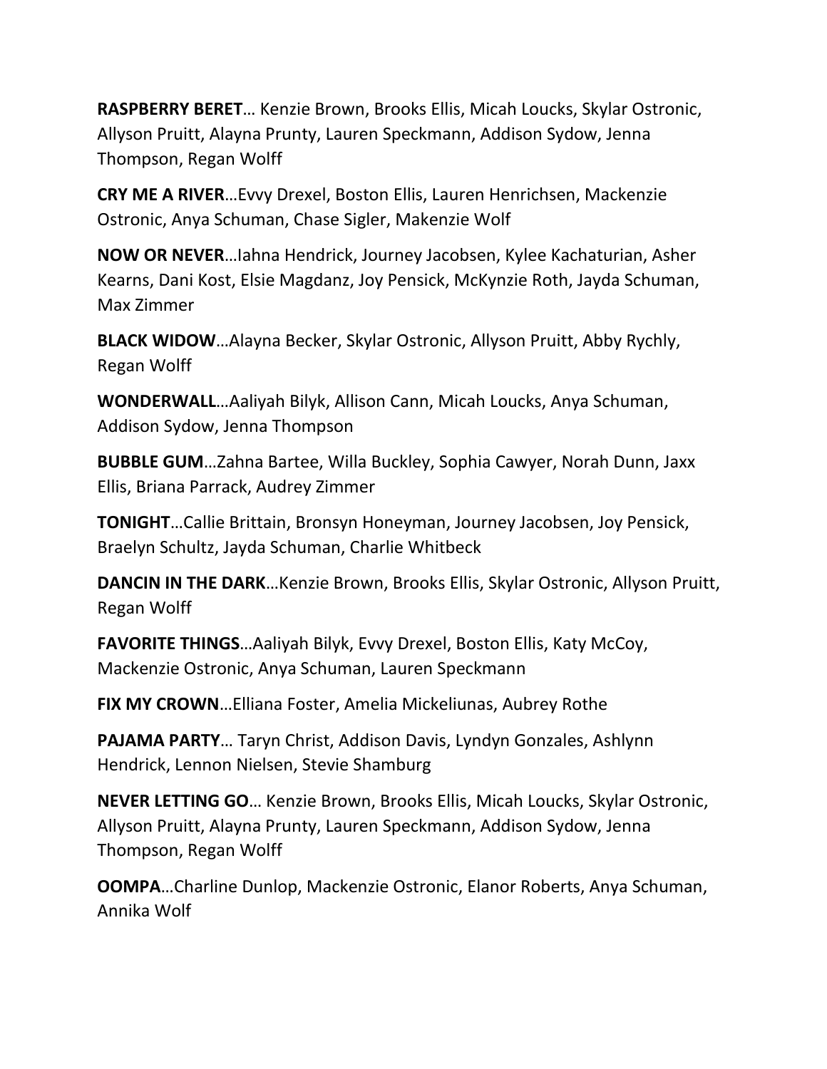**RASPBERRY BERET**… Kenzie Brown, Brooks Ellis, Micah Loucks, Skylar Ostronic, Allyson Pruitt, Alayna Prunty, Lauren Speckmann, Addison Sydow, Jenna Thompson, Regan Wolff

**CRY ME A RIVER**…Evvy Drexel, Boston Ellis, Lauren Henrichsen, Mackenzie Ostronic, Anya Schuman, Chase Sigler, Makenzie Wolf

**NOW OR NEVER**…Iahna Hendrick, Journey Jacobsen, Kylee Kachaturian, Asher Kearns, Dani Kost, Elsie Magdanz, Joy Pensick, McKynzie Roth, Jayda Schuman, Max Zimmer

**BLACK WIDOW**…Alayna Becker, Skylar Ostronic, Allyson Pruitt, Abby Rychly, Regan Wolff

**WONDERWALL**…Aaliyah Bilyk, Allison Cann, Micah Loucks, Anya Schuman, Addison Sydow, Jenna Thompson

**BUBBLE GUM**…Zahna Bartee, Willa Buckley, Sophia Cawyer, Norah Dunn, Jaxx Ellis, Briana Parrack, Audrey Zimmer

**TONIGHT**…Callie Brittain, Bronsyn Honeyman, Journey Jacobsen, Joy Pensick, Braelyn Schultz, Jayda Schuman, Charlie Whitbeck

**DANCIN IN THE DARK**…Kenzie Brown, Brooks Ellis, Skylar Ostronic, Allyson Pruitt, Regan Wolff

**FAVORITE THINGS**…Aaliyah Bilyk, Evvy Drexel, Boston Ellis, Katy McCoy, Mackenzie Ostronic, Anya Schuman, Lauren Speckmann

**FIX MY CROWN**…Elliana Foster, Amelia Mickeliunas, Aubrey Rothe

**PAJAMA PARTY**… Taryn Christ, Addison Davis, Lyndyn Gonzales, Ashlynn Hendrick, Lennon Nielsen, Stevie Shamburg

**NEVER LETTING GO**… Kenzie Brown, Brooks Ellis, Micah Loucks, Skylar Ostronic, Allyson Pruitt, Alayna Prunty, Lauren Speckmann, Addison Sydow, Jenna Thompson, Regan Wolff

**OOMPA**…Charline Dunlop, Mackenzie Ostronic, Elanor Roberts, Anya Schuman, Annika Wolf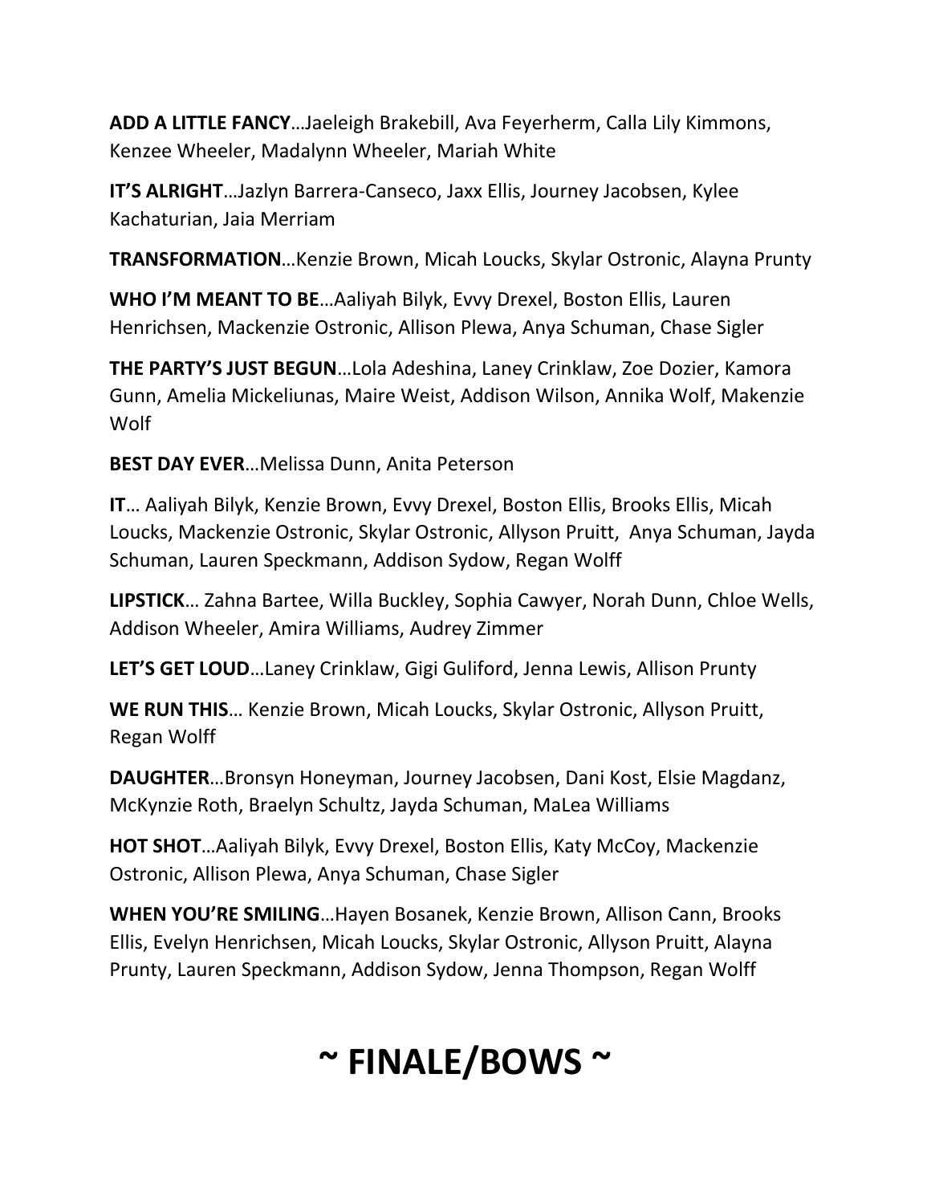**ADD A LITTLE FANCY**…Jaeleigh Brakebill, Ava Feyerherm, Calla Lily Kimmons, Kenzee Wheeler, Madalynn Wheeler, Mariah White

**IT'S ALRIGHT**…Jazlyn Barrera-Canseco, Jaxx Ellis, Journey Jacobsen, Kylee Kachaturian, Jaia Merriam

**TRANSFORMATION**…Kenzie Brown, Micah Loucks, Skylar Ostronic, Alayna Prunty

**WHO I'M MEANT TO BE**…Aaliyah Bilyk, Evvy Drexel, Boston Ellis, Lauren Henrichsen, Mackenzie Ostronic, Allison Plewa, Anya Schuman, Chase Sigler

**THE PARTY'S JUST BEGUN**…Lola Adeshina, Laney Crinklaw, Zoe Dozier, Kamora Gunn, Amelia Mickeliunas, Maire Weist, Addison Wilson, Annika Wolf, Makenzie Wolf

**BEST DAY EVER**…Melissa Dunn, Anita Peterson

**IT**… Aaliyah Bilyk, Kenzie Brown, Evvy Drexel, Boston Ellis, Brooks Ellis, Micah Loucks, Mackenzie Ostronic, Skylar Ostronic, Allyson Pruitt, Anya Schuman, Jayda Schuman, Lauren Speckmann, Addison Sydow, Regan Wolff

**LIPSTICK**… Zahna Bartee, Willa Buckley, Sophia Cawyer, Norah Dunn, Chloe Wells, Addison Wheeler, Amira Williams, Audrey Zimmer

**LET'S GET LOUD**…Laney Crinklaw, Gigi Guliford, Jenna Lewis, Allison Prunty

**WE RUN THIS**… Kenzie Brown, Micah Loucks, Skylar Ostronic, Allyson Pruitt, Regan Wolff

**DAUGHTER**…Bronsyn Honeyman, Journey Jacobsen, Dani Kost, Elsie Magdanz, McKynzie Roth, Braelyn Schultz, Jayda Schuman, MaLea Williams

**HOT SHOT**…Aaliyah Bilyk, Evvy Drexel, Boston Ellis, Katy McCoy, Mackenzie Ostronic, Allison Plewa, Anya Schuman, Chase Sigler

**WHEN YOU'RE SMILING**…Hayen Bosanek, Kenzie Brown, Allison Cann, Brooks Ellis, Evelyn Henrichsen, Micah Loucks, Skylar Ostronic, Allyson Pruitt, Alayna Prunty, Lauren Speckmann, Addison Sydow, Jenna Thompson, Regan Wolff

# ~ FINALE/BOWS ~